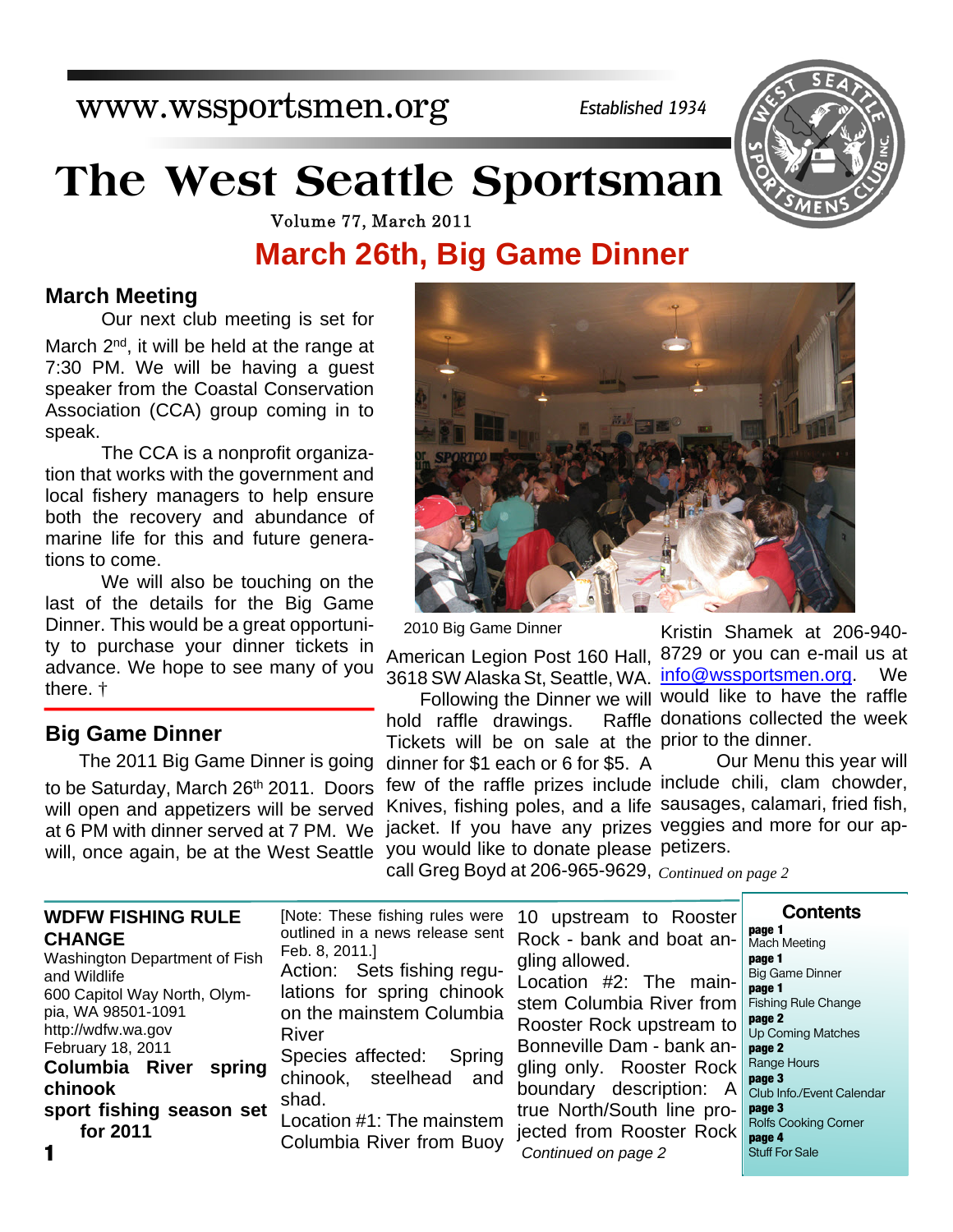www.wssportsmen.org

*Established 1934*

# The West Seattle Sportsman

Volume 77, March 2011

## March 26th, Big Game Dinner

### March Meeting

Our next club meeting is set for March 2nd, it will be held at the range at 7:30 PM. We will be having a guest speaker from the Coastal Conservation Association (CCA) group coming in to speak.

The CCA is a nonprofit organization that works with the government and local fishery managers to help ensure both the recovery and abundance of marine life for this and future generations to come.

We will also be touching on the last of the details for the Big Game Dinner. This would be a great opportunity to purchase your dinner tickets in advance. We hope to see many of you there. †

### Big Game Dinner

The 2011 Big Game Dinner is going to be Saturday, March 26th 2011. Doors will open and appetizers will be served at 6 PM with dinner served at 7 PM. We will, once again, be at the West Seattle American Legion Post 160 Hall, 3618 SW Alaska St, Seattle, WA.

2010 Big Game Dinner

Following the Dinner we will hold raffle drawings. Raffle Tickets will be on sale at the dinner for $1 each or 6 for $5. A few of the raffle prizes include Knives, fishing poles, and a life jacket. If you have any prizes you would like to donate please call Greg Boyd at 206-965-9629, Kristin Shamek at 206-940-8729 or you can e-mail us at info@wssportsmen.org. We would like to have the raffle donations collected the week prior to the dinner.

Our Menu this year will include chili, clam chowder, sausages, calamari, fried fish, veggies and more for our appetizers.

*Continued on page 2*

### WDFW FISHING RULE CHANGE

Washington Department of Fish and Wildlife
600 Capitol Way North, Olympia, WA 98501-1091
http://wdfw.wa.gov
February 18, 2011

**Columbia River spring chinook sport fishing season set for 2011**

[Note: These fishing rules were outlined in a news release sent Feb. 8, 2011.]

Action: Sets fishing regulations for spring chinook on the mainstem Columbia River

Species affected: Spring chinook, steelhead and shad.

Location #1: The mainstem Columbia River from Buoy 10 upstream to Rooster Rock - bank and boat angling allowed.

Location #2: The mainstem Columbia River from Rooster Rock upstream to Bonneville Dam - bank angling only. Rooster Rock boundary description: A true North/South line projected from Rooster Rock

*Continued on page 2*

### Contents

**page 1** Mach Meeting
**page 1** Big Game Dinner
**page 1** Fishing Rule Change
**page 2** Up Coming Matches
**page 2** Range Hours
**page 3** Club Info./Event Calendar
**page 3** Rolfs Cooking Corner
**page 4** Stuff For Sale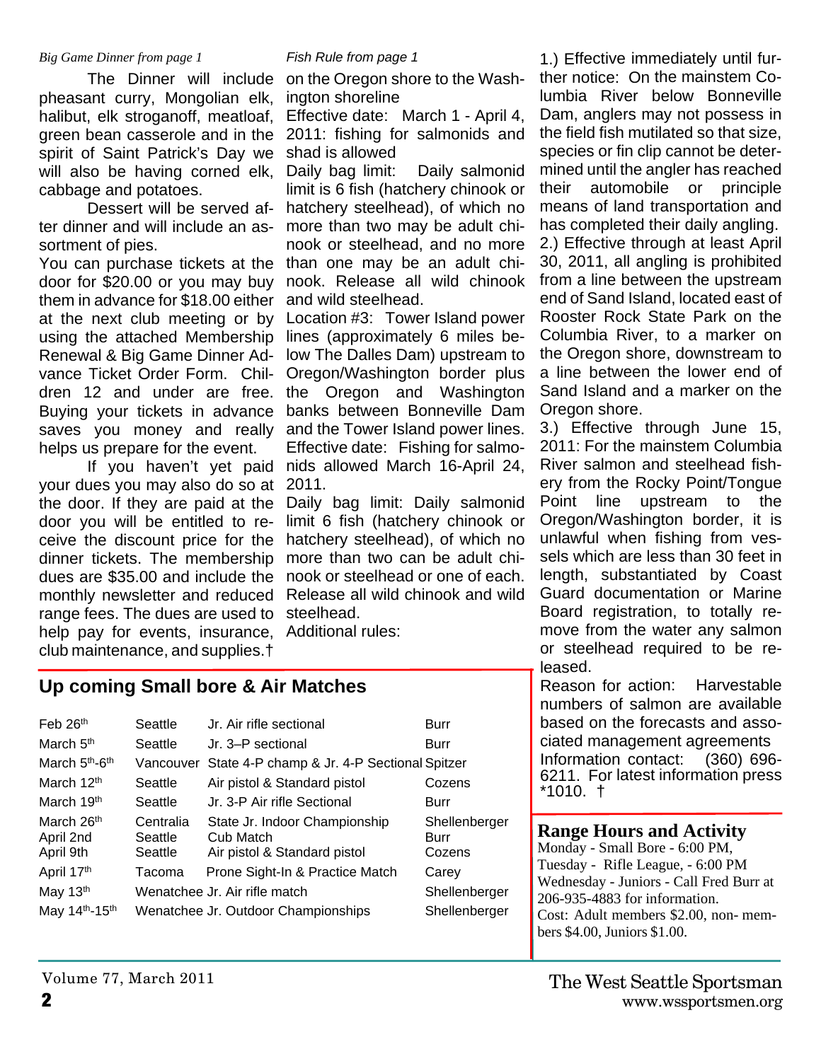*Big Game Dinner from page 1*

The Dinner will include pheasant curry, Mongolian elk, halibut, elk stroganoff, meatloaf, green bean casserole and in the spirit of Saint Patrick's Day we will also be having corned elk, cabbage and potatoes.

Dessert will be served after dinner and will include an assortment of pies.

You can purchase tickets at the door for $20.00 or you may buy them in advance for $18.00 either at the next club meeting or by using the attached Membership Renewal & Big Game Dinner Advance Ticket Order Form. Children 12 and under are free. Buying your tickets in advance saves you money and really helps us prepare for the event.

If you haven't yet paid your dues you may also do so at the door. If they are paid at the door you will be entitled to receive the discount price for the dinner tickets. The membership dues are $35.00 and include the monthly newsletter and reduced range fees. The dues are used to help pay for events, insurance, club maintenance, and supplies.†

*Fish Rule from page 1*

on the Oregon shore to the Washington shoreline

Effective date: March 1 - April 4, 2011: fishing for salmonids and shad is allowed

Daily bag limit: Daily salmonid limit is 6 fish (hatchery chinook or hatchery steelhead), of which no more than two may be adult chinook or steelhead, and no more than one may be an adult chinook. Release all wild chinook and wild steelhead.

Location #3: Tower Island power lines (approximately 6 miles below The Dalles Dam) upstream to Oregon/Washington border plus the Oregon and Washington banks between Bonneville Dam and the Tower Island power lines.

Effective date: Fishing for salmonids allowed March 16-April 24, 2011.

Daily bag limit: Daily salmonid limit 6 fish (hatchery chinook or hatchery steelhead), of which no more than two can be adult chinook or steelhead or one of each. Release all wild chinook and wild steelhead.

Additional rules:

1.) Effective immediately until further notice: On the mainstem Columbia River below Bonneville Dam, anglers may not possess in the field fish mutilated so that size, species or fin clip cannot be determined until the angler has reached their automobile or principle means of land transportation and has completed their daily angling.

2.) Effective through at least April 30, 2011, all angling is prohibited from a line between the upstream end of Sand Island, located east of Rooster Rock State Park on the Columbia River, to a marker on the Oregon shore, downstream to a line between the lower end of Sand Island and a marker on the Oregon shore.

3.) Effective through June 15, 2011: For the mainstem Columbia River salmon and steelhead fishery from the Rocky Point/Tongue Point line upstream to the Oregon/Washington border, it is unlawful when fishing from vessels which are less than 30 feet in length, substantiated by Coast Guard documentation or Marine Board registration, to totally remove from the water any salmon or steelhead required to be released.

Reason for action: Harvestable numbers of salmon are available based on the forecasts and associated management agreements

Information contact: (360) 696-6211. For latest information press *1010. †

## Up coming Small bore & Air Matches

| Date | Location | Event | Contact |
|---|---|---|---|
| Feb 26th | Seattle | Jr. Air rifle sectional | Burr |
| March 5th | Seattle | Jr. 3–P sectional | Burr |
| March 5th-6th | Vancouver | State 4-P champ & Jr. 4-P Sectional | Spitzer |
| March 12th | Seattle | Air pistol & Standard pistol | Cozens |
| March 19th | Seattle | Jr. 3-P Air rifle Sectional | Burr |
| March 26th | Centralia | State Jr. Indoor Championship | Shellenberger |
| April 2nd | Seattle | Cub Match | Burr |
| April 9th | Seattle | Air pistol & Standard pistol | Cozens |
| April 17th | Tacoma | Prone Sight-In & Practice Match | Carey |
| May 13th | Wenatchee | Jr. Air rifle match | Shellenberger |
| May 14th-15th | Wenatchee | Jr. Outdoor Championships | Shellenberger |

## Range Hours and Activity

Monday - Small Bore - 6:00 PM,
Tuesday - Rifle League, - 6:00 PM
Wednesday - Juniors - Call Fred Burr at 206-935-4883 for information.
Cost: Adult members $2.00, non-members $4.00, Juniors $1.00.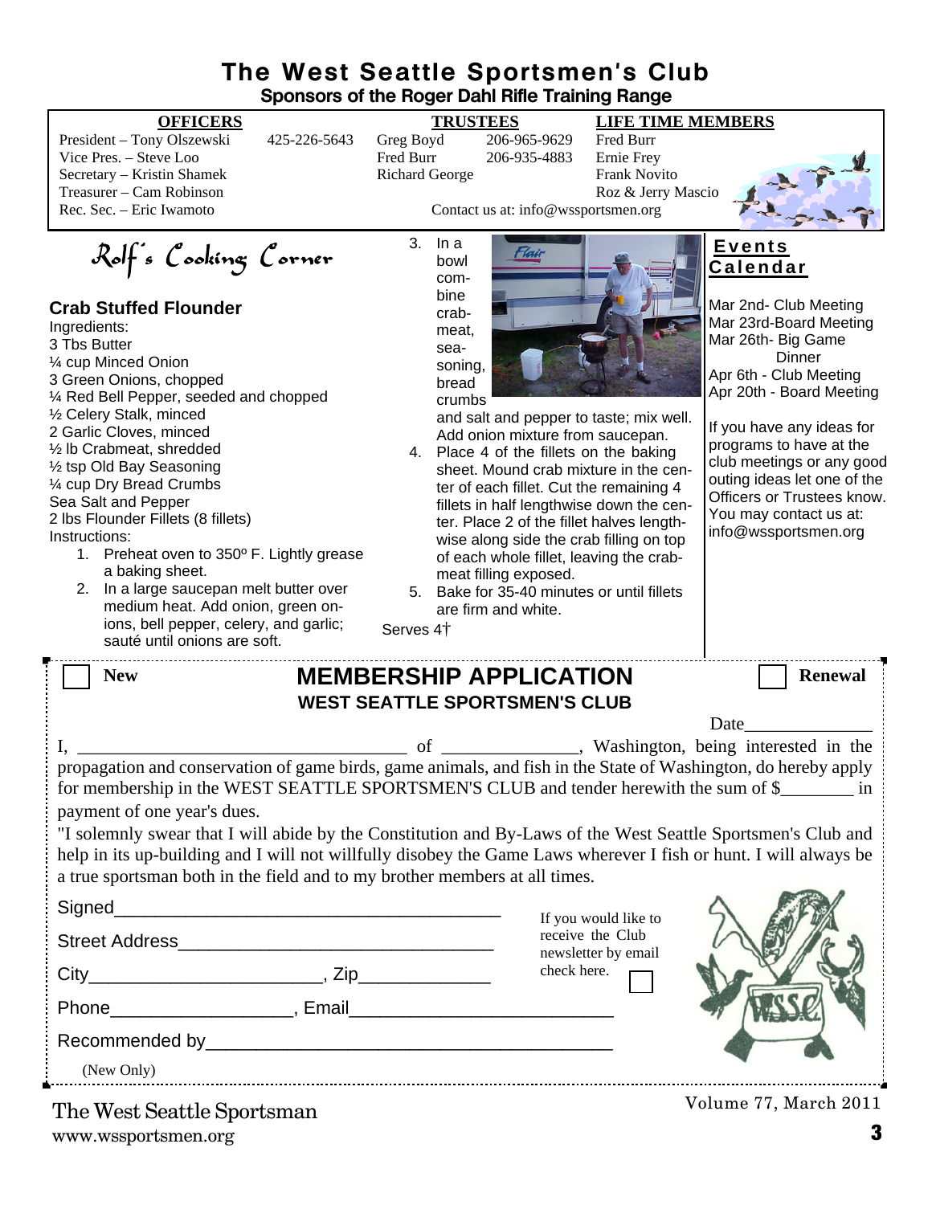# The West Seattle Sportsmen's Club

**Sponsors of the Roger Dahl Rifle Training Range**

| **OFFICERS** | | **TRUSTEES** | | **LIFE TIME MEMBERS** |
|---|---|---|---|---|
| President – Tony Olszewski | 425-226-5643 | Greg Boyd | 206-965-9629 | Fred Burr |
| Vice Pres. – Steve Loo | | Fred Burr | 206-935-4883 | Ernie Frey |
| Secretary – Kristin Shamek | | Richard George | | Frank Novito |
| Treasurer – Cam Robinson | | | | Roz & Jerry Mascio |
| Rec. Sec. – Eric Iwamoto | | | | |

Contact us at: info@wssportsmen.org

## Rolf's Cooking Corner

### Crab Stuffed Flounder

Ingredients:
3 Tbs Butter
¼ cup Minced Onion
3 Green Onions, chopped
¼ Red Bell Pepper, seeded and chopped
½ Celery Stalk, minced
2 Garlic Cloves, minced
½ lb Crabmeat, shredded
½ tsp Old Bay Seasoning
¼ cup Dry Bread Crumbs
Sea Salt and Pepper
2 lbs Flounder Fillets (8 fillets)

Instructions:

1. Preheat oven to 350º F. Lightly grease a baking sheet.
2. In a large saucepan melt butter over medium heat. Add onion, green onions, bell pepper, celery, and garlic; sauté until onions are soft.
3. In a bowl combine crabmeat, seasoning, bread crumbs and salt and pepper to taste; mix well. Add onion mixture from saucepan.
4. Place 4 of the fillets on the baking sheet. Mound crab mixture in the center of each fillet. Cut the remaining 4 fillets in half lengthwise down the center. Place 2 of the fillet halves lengthwise along side the crab filling on top of each whole fillet, leaving the crabmeat filling exposed.
5. Bake for 35-40 minutes or until fillets are firm and white.

Serves 4†

## Events Calendar

Mar 2nd- Club Meeting
Mar 23rd-Board Meeting
Mar 26th- Big Game Dinner
Apr 6th - Club Meeting
Apr 20th - Board Meeting

If you have any ideas for programs to have at the club meetings or any good outing ideas let one of the Officers or Trustees know. You may contact us at: info@wssportsmen.org

---

☐ **New** ☐ **Renewal**

## MEMBERSHIP APPLICATION

### WEST SEATTLE SPORTSMEN'S CLUB

Date______________

I, ____________________________________ of _______________, Washington, being interested in the propagation and conservation of game birds, game animals, and fish in the State of Washington, do hereby apply for membership in the WEST SEATTLE SPORTSMEN'S CLUB and tender herewith the sum of $________ in payment of one year's dues.

"I solemnly swear that I will abide by the Constitution and By-Laws of the West Seattle Sportsmen's Club and help in its up-building and I will not willfully disobey the Game Laws wherever I fish or hunt. I will always be a true sportsman both in the field and to my brother members at all times.

Signed_______________________________________

Street Address________________________________

City_______________________, Zip_____________

Phone__________________, Email__________________________

Recommended by________________________________________
(New Only)

If you would like to receive the Club newsletter by email check here. ☐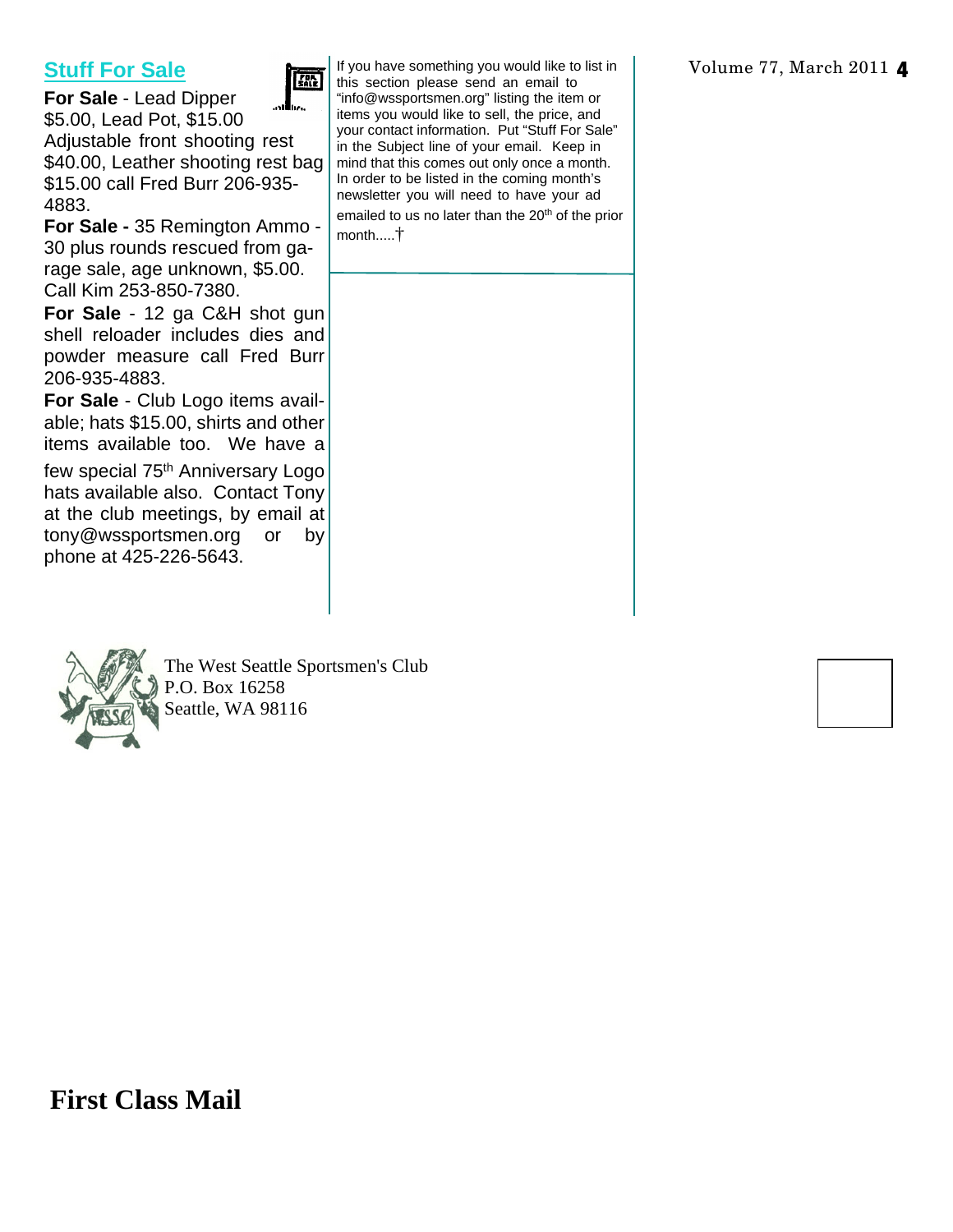## Stuff For Sale

**For Sale** - Lead Dipper $5.00, Lead Pot, $15.00 Adjustable front shooting rest $40.00, Leather shooting rest bag $15.00 call Fred Burr 206-935-4883.

**For Sale -** 35 Remington Ammo - 30 plus rounds rescued from garage sale, age unknown, $5.00. Call Kim 253-850-7380.

**For Sale** - 12 ga C&H shot gun shell reloader includes dies and powder measure call Fred Burr 206-935-4883.

**For Sale** - Club Logo items available; hats $15.00, shirts and other items available too. We have a few special 75th Anniversary Logo hats available also. Contact Tony at the club meetings, by email at tony@wssportsmen.org or by phone at 425-226-5643.

If you have something you would like to list in this section please send an email to "info@wssportsmen.org" listing the item or items you would like to sell, the price, and your contact information. Put "Stuff For Sale" in the Subject line of your email. Keep in mind that this comes out only once a month. In order to be listed in the coming month's newsletter you will need to have your ad emailed to us no later than the 20th of the prior month.....†

The West Seattle Sportsmen's Club
P.O. Box 16258
Seattle, WA 98116

**First Class Mail**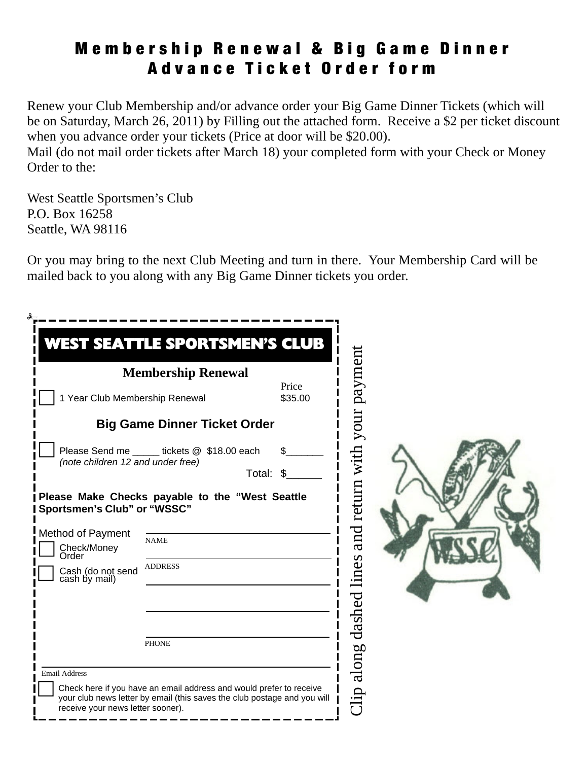# Membership Renewal & Big Game Dinner Advance Ticket Order form

Renew your Club Membership and/or advance order your Big Game Dinner Tickets (which will be on Saturday, March 26, 2011) by Filling out the attached form. Receive a $2 per ticket discount when you advance order your tickets (Price at door will be $20.00).
Mail (do not mail order tickets after March 18) your completed form with your Check or Money Order to the:

West Seattle Sportsmen's Club
P.O. Box 16258
Seattle, WA 98116

Or you may bring to the next Club Meeting and turn in there. Your Membership Card will be mailed back to you along with any Big Game Dinner tickets you order.

## WEST SEATTLE SPORTSMEN'S CLUB

### Membership Renewal

| | | Price |
|---|---|---|
| ☐ | 1 Year Club Membership Renewal | $35.00 |

### Big Game Dinner Ticket Order

☐ Please Send me _____ tickets @ $18.00 each $_______
*(note children 12 and under free)*

Total: $______

**Please Make Checks payable to the "West Seattle Sportsmen's Club" or "WSSC"**

Method of Payment

☐ Check/Money Order

☐ Cash (do not send cash by mail)

NAME ______________________

ADDRESS ______________________

______________________

______________________

PHONE ______________________

Email Address ______________________

☐ Check here if you have an email address and would prefer to receive your club news letter by email (this saves the club postage and you will receive your news letter sooner).

Clip along dashed lines and return with your payment